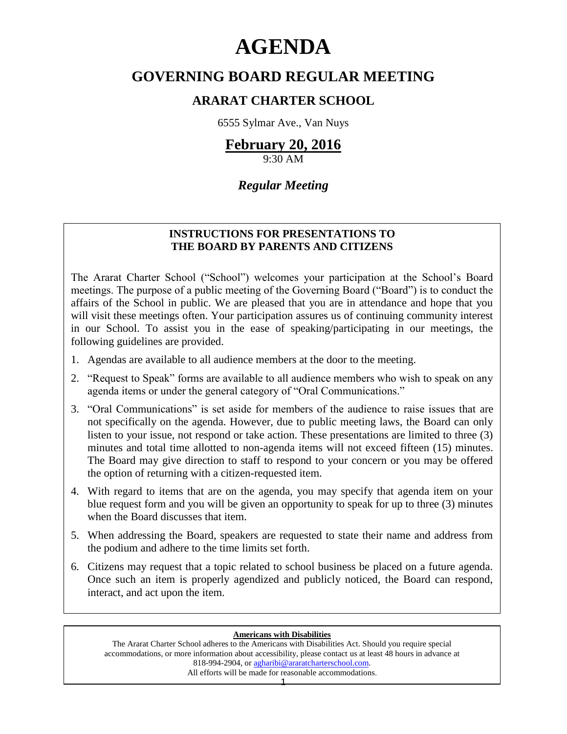# AGENDA

## GOVERNING BOARD REGULAR MEETING

### ARARAT CHARTER SCHOOL

6555 Sylmar Ave., Van Nuys

**February 20, 2016**

9:30 AM

***Regular Meeting***

**INSTRUCTIONS FOR PRESENTATIONS TO THE BOARD BY PARENTS AND CITIZENS**

The Ararat Charter School ("School") welcomes your participation at the School's Board meetings. The purpose of a public meeting of the Governing Board ("Board") is to conduct the affairs of the School in public. We are pleased that you are in attendance and hope that you will visit these meetings often. Your participation assures us of continuing community interest in our School. To assist you in the ease of speaking/participating in our meetings, the following guidelines are provided.

1. Agendas are available to all audience members at the door to the meeting.
2. "Request to Speak" forms are available to all audience members who wish to speak on any agenda items or under the general category of "Oral Communications."
3. "Oral Communications" is set aside for members of the audience to raise issues that are not specifically on the agenda. However, due to public meeting laws, the Board can only listen to your issue, not respond or take action. These presentations are limited to three (3) minutes and total time allotted to non-agenda items will not exceed fifteen (15) minutes. The Board may give direction to staff to respond to your concern or you may be offered the option of returning with a citizen-requested item.
4. With regard to items that are on the agenda, you may specify that agenda item on your blue request form and you will be given an opportunity to speak for up to three (3) minutes when the Board discusses that item.
5. When addressing the Board, speakers are requested to state their name and address from the podium and adhere to the time limits set forth.
6. Citizens may request that a topic related to school business be placed on a future agenda. Once such an item is properly agendized and publicly noticed, the Board can respond, interact, and act upon the item.

**Americans with Disabilities**

The Ararat Charter School adheres to the Americans with Disabilities Act. Should you require special accommodations, or more information about accessibility, please contact us at least 48 hours in advance at 818-994-2904, or agharibi@araratcharterschool.com.
All efforts will be made for reasonable accommodations.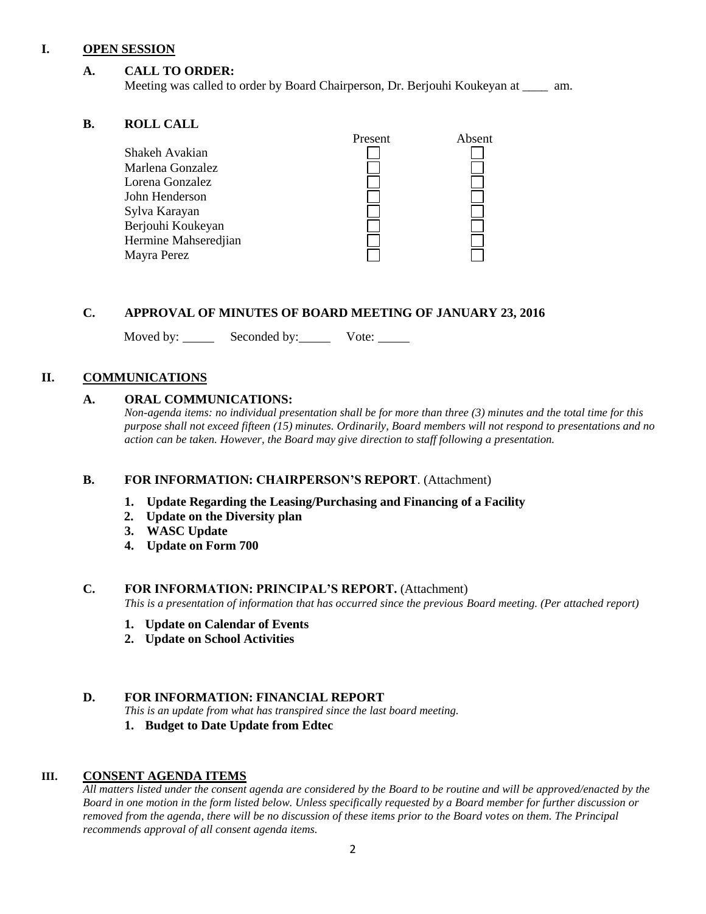## I. OPEN SESSION

### A. CALL TO ORDER:

Meeting was called to order by Board Chairperson, Dr. Berjouhi Koukeyan at ____ am.

### B. ROLL CALL

| | Present | Absent |
|---|---|---|
| Shakeh Avakian | ☐ | ☐ |
| Marlena Gonzalez | ☐ | ☐ |
| Lorena Gonzalez | ☐ | ☐ |
| John Henderson | ☐ | ☐ |
| Sylva Karayan | ☐ | ☐ |
| Berjouhi Koukeyan | ☐ | ☐ |
| Hermine Mahseredjian | ☐ | ☐ |
| Mayra Perez | ☐ | ☐ |

### C. APPROVAL OF MINUTES OF BOARD MEETING OF JANUARY 23, 2016

Moved by: _____ Seconded by: _____ Vote: _____

## II. COMMUNICATIONS

### A. ORAL COMMUNICATIONS:

*Non-agenda items: no individual presentation shall be for more than three (3) minutes and the total time for this purpose shall not exceed fifteen (15) minutes. Ordinarily, Board members will not respond to presentations and no action can be taken. However, the Board may give direction to staff following a presentation.*

### B. FOR INFORMATION: CHAIRPERSON'S REPORT. (Attachment)

1. **Update Regarding the Leasing/Purchasing and Financing of a Facility**
2. **Update on the Diversity plan**
3. **WASC Update**
4. **Update on Form 700**

### C. FOR INFORMATION: PRINCIPAL'S REPORT. (Attachment)

*This is a presentation of information that has occurred since the previous Board meeting. (Per attached report)*

1. **Update on Calendar of Events**
2. **Update on School Activities**

### D. FOR INFORMATION: FINANCIAL REPORT

*This is an update from what has transpired since the last board meeting.*

1. **Budget to Date Update from Edtec**

## III. CONSENT AGENDA ITEMS

*All matters listed under the consent agenda are considered by the Board to be routine and will be approved/enacted by the Board in one motion in the form listed below. Unless specifically requested by a Board member for further discussion or removed from the agenda, there will be no discussion of these items prior to the Board votes on them. The Principal recommends approval of all consent agenda items.*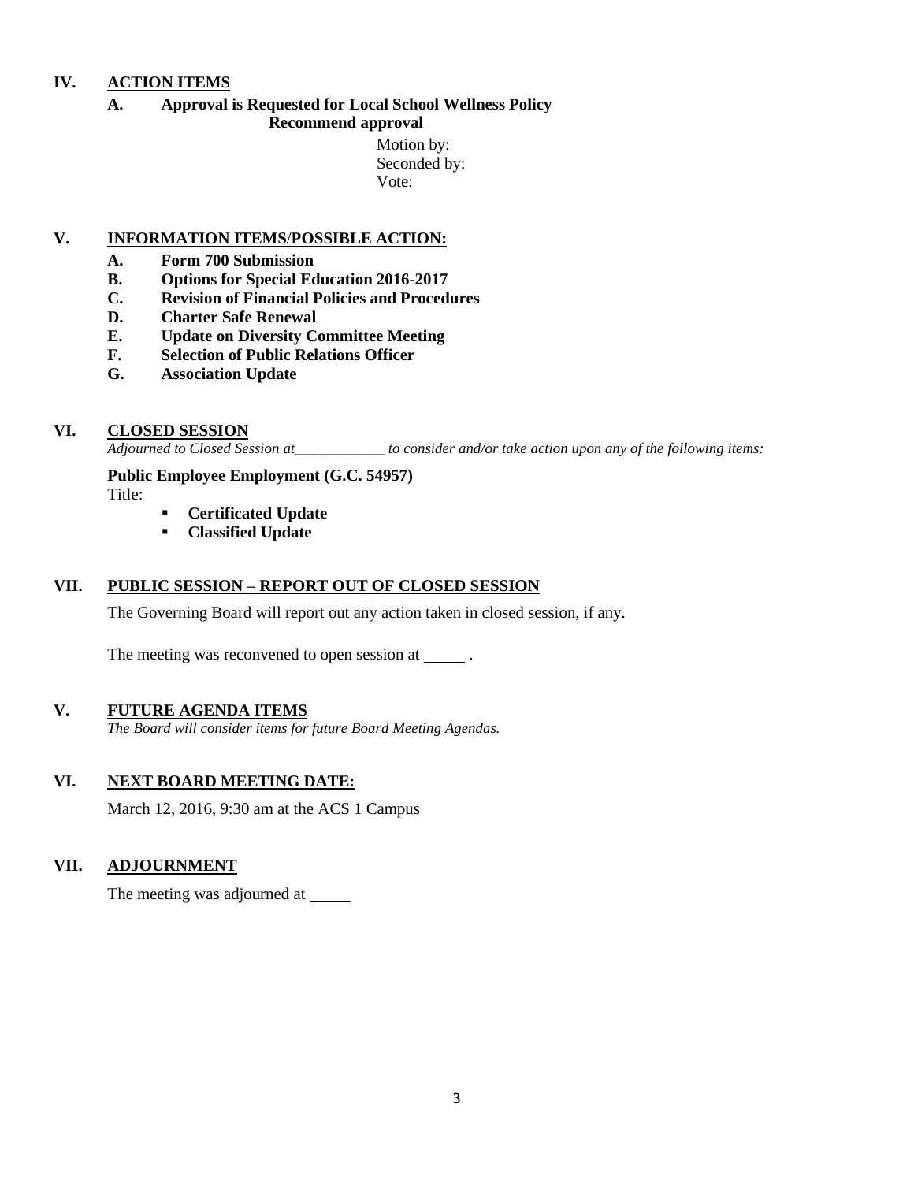## IV. ACTION ITEMS

**A. Approval is Requested for Local School Wellness Policy**
**Recommend approval**

Motion by:
Seconded by:
Vote:

## V. INFORMATION ITEMS/POSSIBLE ACTION:

**A. Form 700 Submission**
**B. Options for Special Education 2016-2017**
**C. Revision of Financial Policies and Procedures**
**D. Charter Safe Renewal**
**E. Update on Diversity Committee Meeting**
**F. Selection of Public Relations Officer**
**G. Association Update**

## VI. CLOSED SESSION

*Adjourned to Closed Session at____________ to consider and/or take action upon any of the following items:*

**Public Employee Employment (G.C. 54957)**

Title:

- **Certificated Update**
- **Classified Update**

## VII. PUBLIC SESSION – REPORT OUT OF CLOSED SESSION

The Governing Board will report out any action taken in closed session, if any.

The meeting was reconvened to open session at _____ .

## V. FUTURE AGENDA ITEMS

*The Board will consider items for future Board Meeting Agendas.*

## VI. NEXT BOARD MEETING DATE:

March 12, 2016, 9:30 am at the ACS 1 Campus

## VII. ADJOURNMENT

The meeting was adjourned at _____